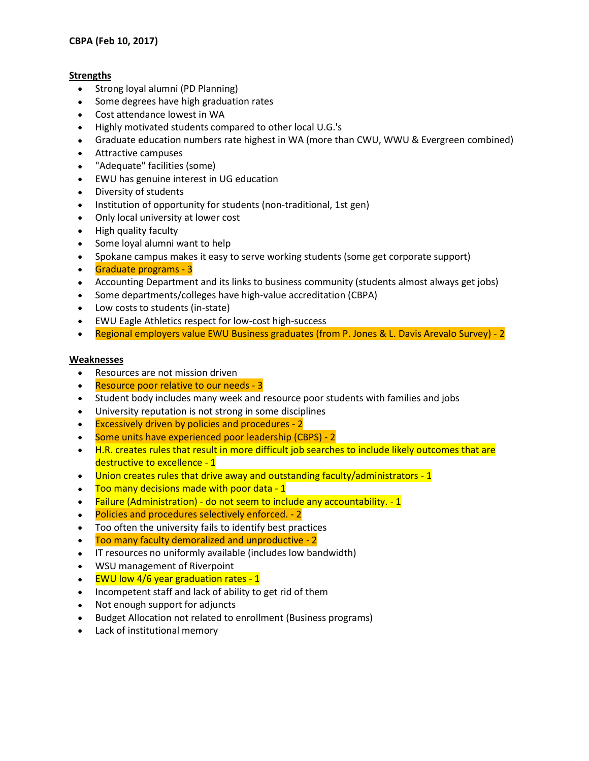**CBPA (Feb 10, 2017)**

**Strengths**

- Strong loyal alumni (PD Planning)
- Some degrees have high graduation rates
- Cost attendance lowest in WA
- Highly motivated students compared to other local U.G.'s
- Graduate education numbers rate highest in WA (more than CWU, WWU & Evergreen combined)
- Attractive campuses
- "Adequate" facilities (some)
- EWU has genuine interest in UG education
- Diversity of students
- Institution of opportunity for students (non-traditional, 1st gen)
- Only local university at lower cost
- High quality faculty
- Some loyal alumni want to help
- Spokane campus makes it easy to serve working students (some get corporate support)
- Graduate programs - 3
- Accounting Department and its links to business community (students almost always get jobs)
- Some departments/colleges have high-value accreditation (CBPA)
- Low costs to students (in-state)
- EWU Eagle Athletics respect for low-cost high-success
- Regional employers value EWU Business graduates (from P. Jones & L. Davis Arevalo Survey) - 2

**Weaknesses**

- Resources are not mission driven
- Resource poor relative to our needs - 3
- Student body includes many week and resource poor students with families and jobs
- University reputation is not strong in some disciplines
- Excessively driven by policies and procedures - 2
- Some units have experienced poor leadership (CBPS) - 2
- H.R. creates rules that result in more difficult job searches to include likely outcomes that are destructive to excellence - 1
- Union creates rules that drive away and outstanding faculty/administrators - 1
- Too many decisions made with poor data - 1
- Failure (Administration) - do not seem to include any accountability. - 1
- Policies and procedures selectively enforced. - 2
- Too often the university fails to identify best practices
- Too many faculty demoralized and unproductive - 2
- IT resources no uniformly available (includes low bandwidth)
- WSU management of Riverpoint
- EWU low 4/6 year graduation rates - 1
- Incompetent staff and lack of ability to get rid of them
- Not enough support for adjuncts
- Budget Allocation not related to enrollment (Business programs)
- Lack of institutional memory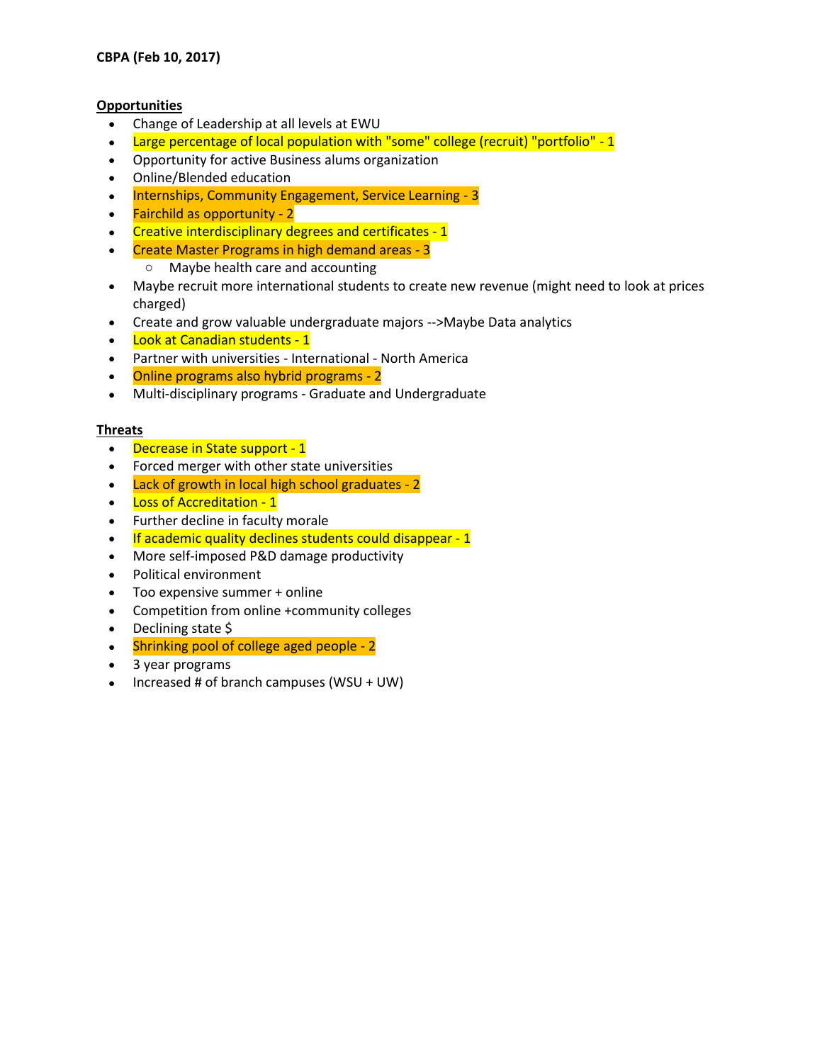**CBPA (Feb 10, 2017)**

**Opportunities**

- Change of Leadership at all levels at EWU
- Large percentage of local population with "some" college (recruit) "portfolio" - 1
- Opportunity for active Business alums organization
- Online/Blended education
- Internships, Community Engagement, Service Learning - 3
- Fairchild as opportunity - 2
- Creative interdisciplinary degrees and certificates - 1
- Create Master Programs in high demand areas - 3
    - Maybe health care and accounting
- Maybe recruit more international students to create new revenue (might need to look at prices charged)
- Create and grow valuable undergraduate majors -->Maybe Data analytics
- Look at Canadian students - 1
- Partner with universities - International - North America
- Online programs also hybrid programs - 2
- Multi-disciplinary programs - Graduate and Undergraduate

**Threats**

- Decrease in State support - 1
- Forced merger with other state universities
- Lack of growth in local high school graduates - 2
- Loss of Accreditation - 1
- Further decline in faculty morale
- If academic quality declines students could disappear - 1
- More self-imposed P&D damage productivity
- Political environment
- Too expensive summer + online
- Competition from online +community colleges
- Declining state $
- Shrinking pool of college aged people - 2
- 3 year programs
- Increased # of branch campuses (WSU + UW)